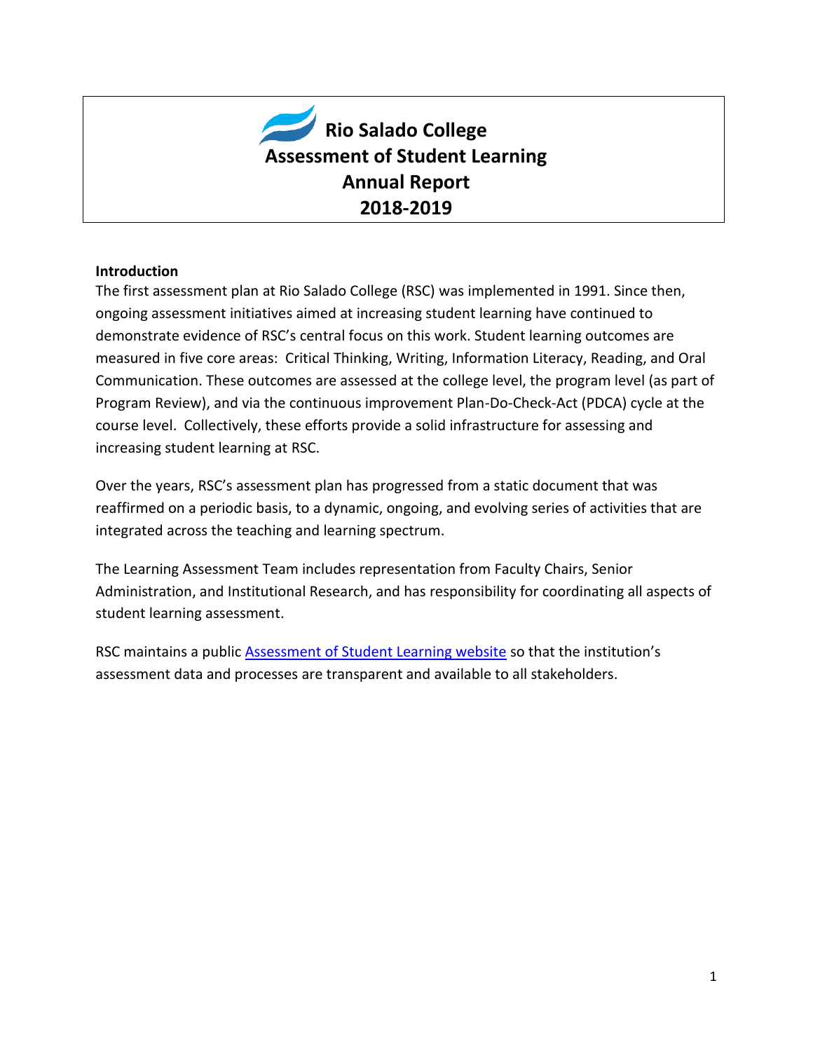# Rio Salado College
# Assessment of Student Learning
# Annual Report
# 2018-2019

**Introduction**

The first assessment plan at Rio Salado College (RSC) was implemented in 1991. Since then, ongoing assessment initiatives aimed at increasing student learning have continued to demonstrate evidence of RSC's central focus on this work. Student learning outcomes are measured in five core areas: Critical Thinking, Writing, Information Literacy, Reading, and Oral Communication. These outcomes are assessed at the college level, the program level (as part of Program Review), and via the continuous improvement Plan-Do-Check-Act (PDCA) cycle at the course level. Collectively, these efforts provide a solid infrastructure for assessing and increasing student learning at RSC.

Over the years, RSC's assessment plan has progressed from a static document that was reaffirmed on a periodic basis, to a dynamic, ongoing, and evolving series of activities that are integrated across the teaching and learning spectrum.

The Learning Assessment Team includes representation from Faculty Chairs, Senior Administration, and Institutional Research, and has responsibility for coordinating all aspects of student learning assessment.

RSC maintains a public Assessment of Student Learning website so that the institution's assessment data and processes are transparent and available to all stakeholders.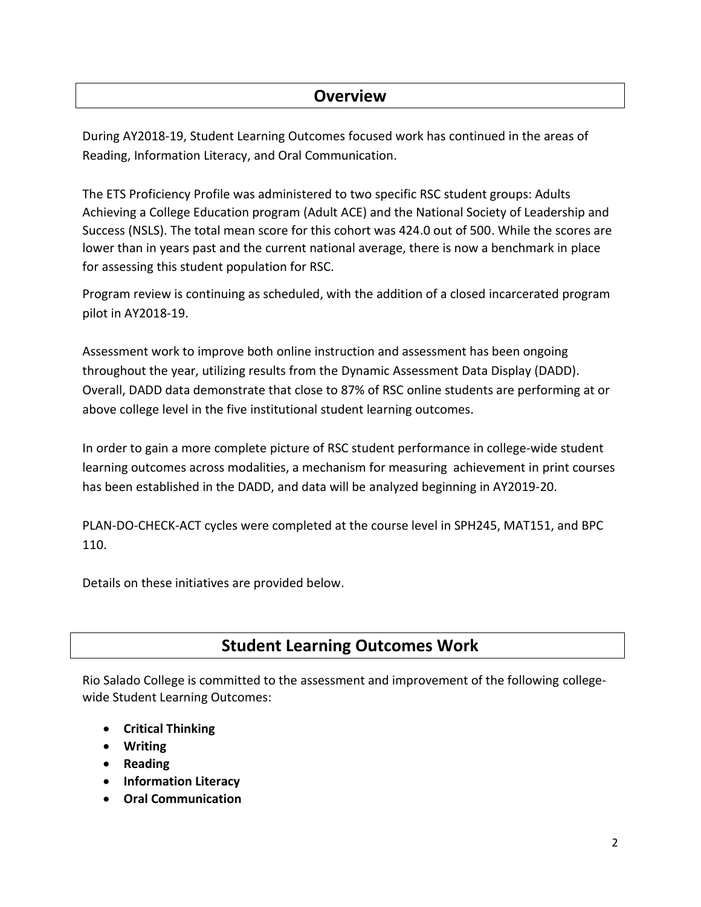## Overview

During AY2018-19, Student Learning Outcomes focused work has continued in the areas of Reading, Information Literacy, and Oral Communication.

The ETS Proficiency Profile was administered to two specific RSC student groups: Adults Achieving a College Education program (Adult ACE) and the National Society of Leadership and Success (NSLS). The total mean score for this cohort was 424.0 out of 500. While the scores are lower than in years past and the current national average, there is now a benchmark in place for assessing this student population for RSC.

Program review is continuing as scheduled, with the addition of a closed incarcerated program pilot in AY2018-19.

Assessment work to improve both online instruction and assessment has been ongoing throughout the year, utilizing results from the Dynamic Assessment Data Display (DADD). Overall, DADD data demonstrate that close to 87% of RSC online students are performing at or above college level in the five institutional student learning outcomes.

In order to gain a more complete picture of RSC student performance in college-wide student learning outcomes across modalities, a mechanism for measuring achievement in print courses has been established in the DADD, and data will be analyzed beginning in AY2019-20.

PLAN-DO-CHECK-ACT cycles were completed at the course level in SPH245, MAT151, and BPC 110.

Details on these initiatives are provided below.

## Student Learning Outcomes Work

Rio Salado College is committed to the assessment and improvement of the following college-wide Student Learning Outcomes:

- **Critical Thinking**
- **Writing**
- **Reading**
- **Information Literacy**
- **Oral Communication**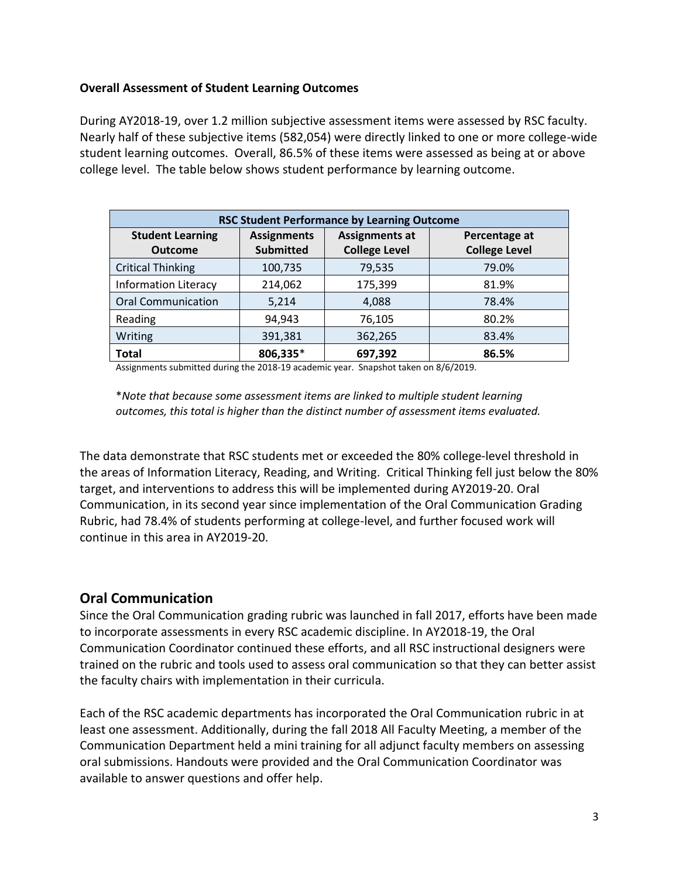**Overall Assessment of Student Learning Outcomes**

During AY2018-19, over 1.2 million subjective assessment items were assessed by RSC faculty. Nearly half of these subjective items (582,054) were directly linked to one or more college-wide student learning outcomes. Overall, 86.5% of these items were assessed as being at or above college level. The table below shows student performance by learning outcome.

| RSC Student Performance by Learning Outcome | | | |
|---|---|---|---|
| **Student Learning Outcome** | **Assignments Submitted** | **Assignments at College Level** | **Percentage at College Level** |
| Critical Thinking | 100,735 | 79,535 | 79.0% |
| Information Literacy | 214,062 | 175,399 | 81.9% |
| Oral Communication | 5,214 | 4,088 | 78.4% |
| Reading | 94,943 | 76,105 | 80.2% |
| Writing | 391,381 | 362,265 | 83.4% |
| **Total** | **806,335*** | **697,392** | **86.5%** |

Assignments submitted during the 2018-19 academic year. Snapshot taken on 8/6/2019.

**Note that because some assessment items are linked to multiple student learning outcomes, this total is higher than the distinct number of assessment items evaluated.*

The data demonstrate that RSC students met or exceeded the 80% college-level threshold in the areas of Information Literacy, Reading, and Writing. Critical Thinking fell just below the 80% target, and interventions to address this will be implemented during AY2019-20. Oral Communication, in its second year since implementation of the Oral Communication Grading Rubric, had 78.4% of students performing at college-level, and further focused work will continue in this area in AY2019-20.

## Oral Communication

Since the Oral Communication grading rubric was launched in fall 2017, efforts have been made to incorporate assessments in every RSC academic discipline. In AY2018-19, the Oral Communication Coordinator continued these efforts, and all RSC instructional designers were trained on the rubric and tools used to assess oral communication so that they can better assist the faculty chairs with implementation in their curricula.

Each of the RSC academic departments has incorporated the Oral Communication rubric in at least one assessment. Additionally, during the fall 2018 All Faculty Meeting, a member of the Communication Department held a mini training for all adjunct faculty members on assessing oral submissions. Handouts were provided and the Oral Communication Coordinator was available to answer questions and offer help.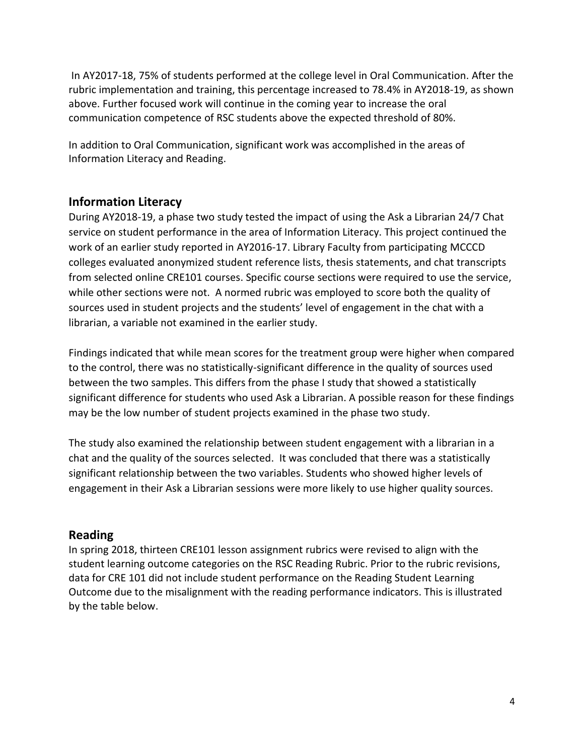In AY2017-18, 75% of students performed at the college level in Oral Communication. After the rubric implementation and training, this percentage increased to 78.4% in AY2018-19, as shown above. Further focused work will continue in the coming year to increase the oral communication competence of RSC students above the expected threshold of 80%.

In addition to Oral Communication, significant work was accomplished in the areas of Information Literacy and Reading.

## Information Literacy

During AY2018-19, a phase two study tested the impact of using the Ask a Librarian 24/7 Chat service on student performance in the area of Information Literacy. This project continued the work of an earlier study reported in AY2016-17. Library Faculty from participating MCCCD colleges evaluated anonymized student reference lists, thesis statements, and chat transcripts from selected online CRE101 courses. Specific course sections were required to use the service, while other sections were not. A normed rubric was employed to score both the quality of sources used in student projects and the students' level of engagement in the chat with a librarian, a variable not examined in the earlier study.

Findings indicated that while mean scores for the treatment group were higher when compared to the control, there was no statistically-significant difference in the quality of sources used between the two samples. This differs from the phase I study that showed a statistically significant difference for students who used Ask a Librarian. A possible reason for these findings may be the low number of student projects examined in the phase two study.

The study also examined the relationship between student engagement with a librarian in a chat and the quality of the sources selected. It was concluded that there was a statistically significant relationship between the two variables. Students who showed higher levels of engagement in their Ask a Librarian sessions were more likely to use higher quality sources.

## Reading

In spring 2018, thirteen CRE101 lesson assignment rubrics were revised to align with the student learning outcome categories on the RSC Reading Rubric. Prior to the rubric revisions, data for CRE 101 did not include student performance on the Reading Student Learning Outcome due to the misalignment with the reading performance indicators. This is illustrated by the table below.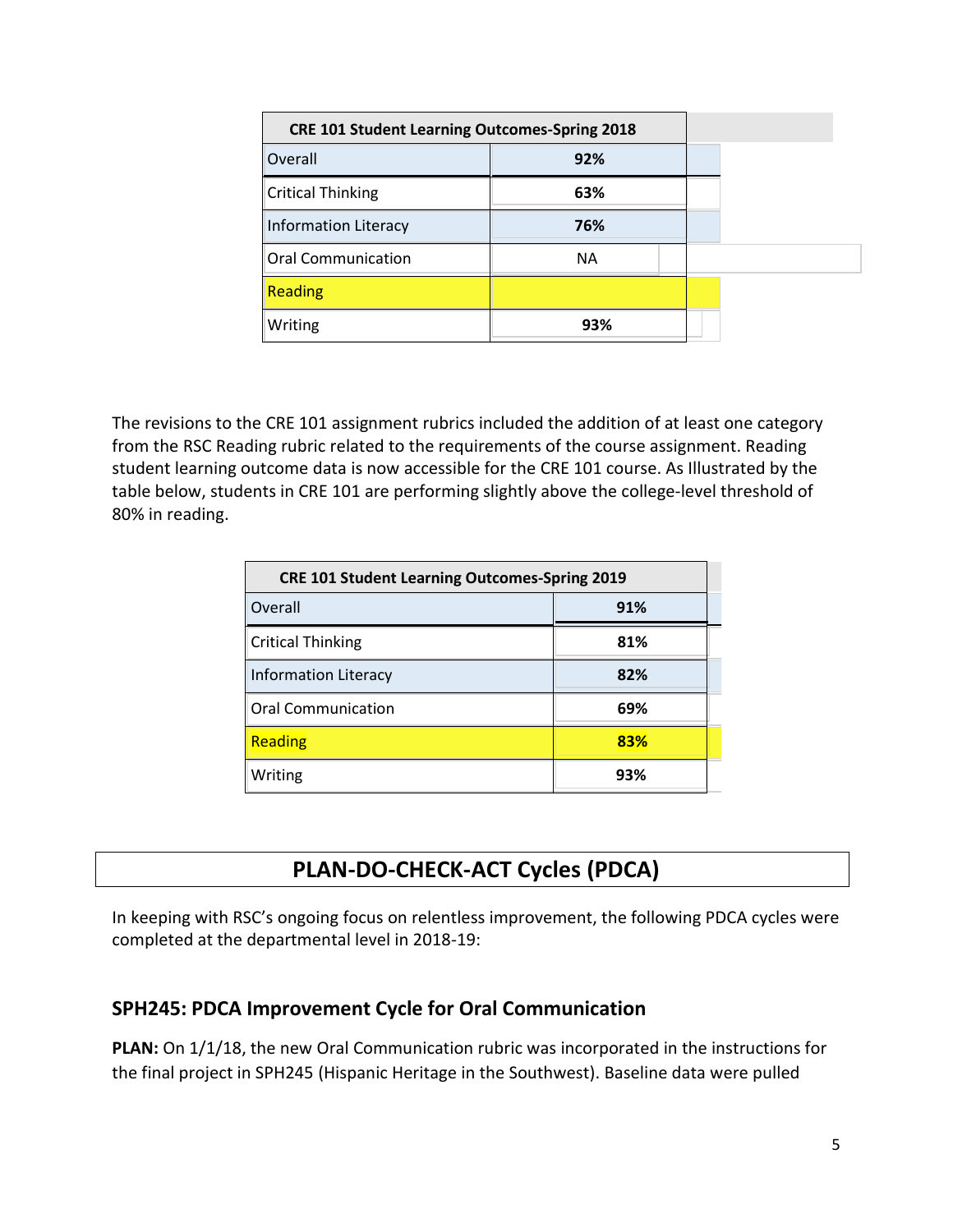| CRE 101 Student Learning Outcomes-Spring 2018 | |
|---|---|
| Overall | **92%** |
| Critical Thinking | **63%** |
| Information Literacy | **76%** |
| Oral Communication | NA |
| Reading | |
| Writing | **93%** |

The revisions to the CRE 101 assignment rubrics included the addition of at least one category from the RSC Reading rubric related to the requirements of the course assignment. Reading student learning outcome data is now accessible for the CRE 101 course. As Illustrated by the table below, students in CRE 101 are performing slightly above the college-level threshold of 80% in reading.

| CRE 101 Student Learning Outcomes-Spring 2019 | |
|---|---|
| Overall | **91%** |
| Critical Thinking | **81%** |
| Information Literacy | **82%** |
| Oral Communication | **69%** |
| Reading | **83%** |
| Writing | **93%** |

# PLAN-DO-CHECK-ACT Cycles (PDCA)

In keeping with RSC's ongoing focus on relentless improvement, the following PDCA cycles were completed at the departmental level in 2018-19:

## SPH245: PDCA Improvement Cycle for Oral Communication

**PLAN:** On 1/1/18, the new Oral Communication rubric was incorporated in the instructions for the final project in SPH245 (Hispanic Heritage in the Southwest). Baseline data were pulled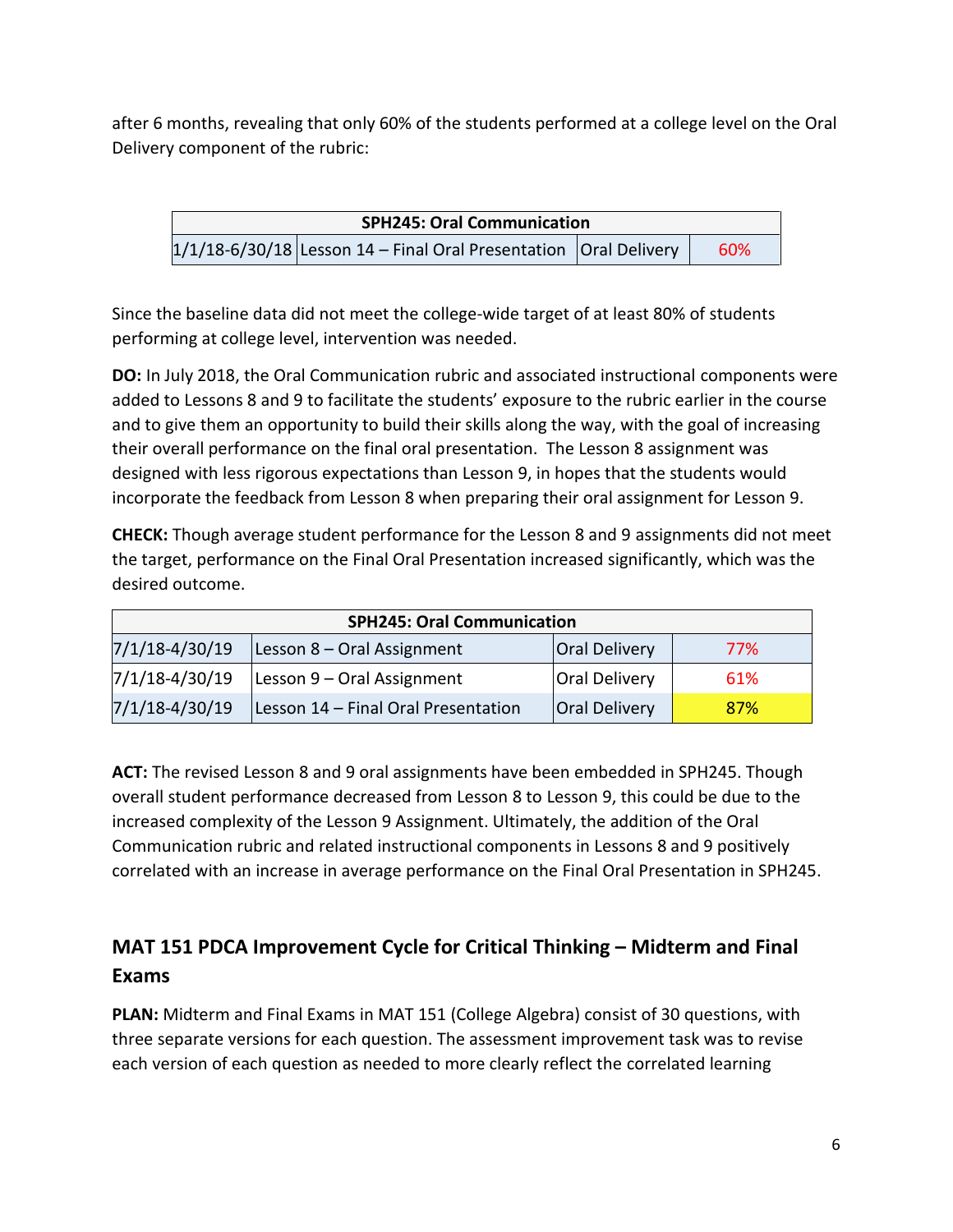after 6 months, revealing that only 60% of the students performed at a college level on the Oral Delivery component of the rubric:

| SPH245: Oral Communication | | | |
|---|---|---|---|
| 1/1/18-6/30/18 | Lesson 14 – Final Oral Presentation | Oral Delivery | 60% |

Since the baseline data did not meet the college-wide target of at least 80% of students performing at college level, intervention was needed.

**DO:** In July 2018, the Oral Communication rubric and associated instructional components were added to Lessons 8 and 9 to facilitate the students' exposure to the rubric earlier in the course and to give them an opportunity to build their skills along the way, with the goal of increasing their overall performance on the final oral presentation. The Lesson 8 assignment was designed with less rigorous expectations than Lesson 9, in hopes that the students would incorporate the feedback from Lesson 8 when preparing their oral assignment for Lesson 9.

**CHECK:** Though average student performance for the Lesson 8 and 9 assignments did not meet the target, performance on the Final Oral Presentation increased significantly, which was the desired outcome.

| SPH245: Oral Communication | | | |
|---|---|---|---|
| 7/1/18-4/30/19 | Lesson 8 – Oral Assignment | Oral Delivery | 77% |
| 7/1/18-4/30/19 | Lesson 9 – Oral Assignment | Oral Delivery | 61% |
| 7/1/18-4/30/19 | Lesson 14 – Final Oral Presentation | Oral Delivery | 87% |

**ACT:** The revised Lesson 8 and 9 oral assignments have been embedded in SPH245. Though overall student performance decreased from Lesson 8 to Lesson 9, this could be due to the increased complexity of the Lesson 9 Assignment. Ultimately, the addition of the Oral Communication rubric and related instructional components in Lessons 8 and 9 positively correlated with an increase in average performance on the Final Oral Presentation in SPH245.

## MAT 151 PDCA Improvement Cycle for Critical Thinking – Midterm and Final Exams

**PLAN:** Midterm and Final Exams in MAT 151 (College Algebra) consist of 30 questions, with three separate versions for each question. The assessment improvement task was to revise each version of each question as needed to more clearly reflect the correlated learning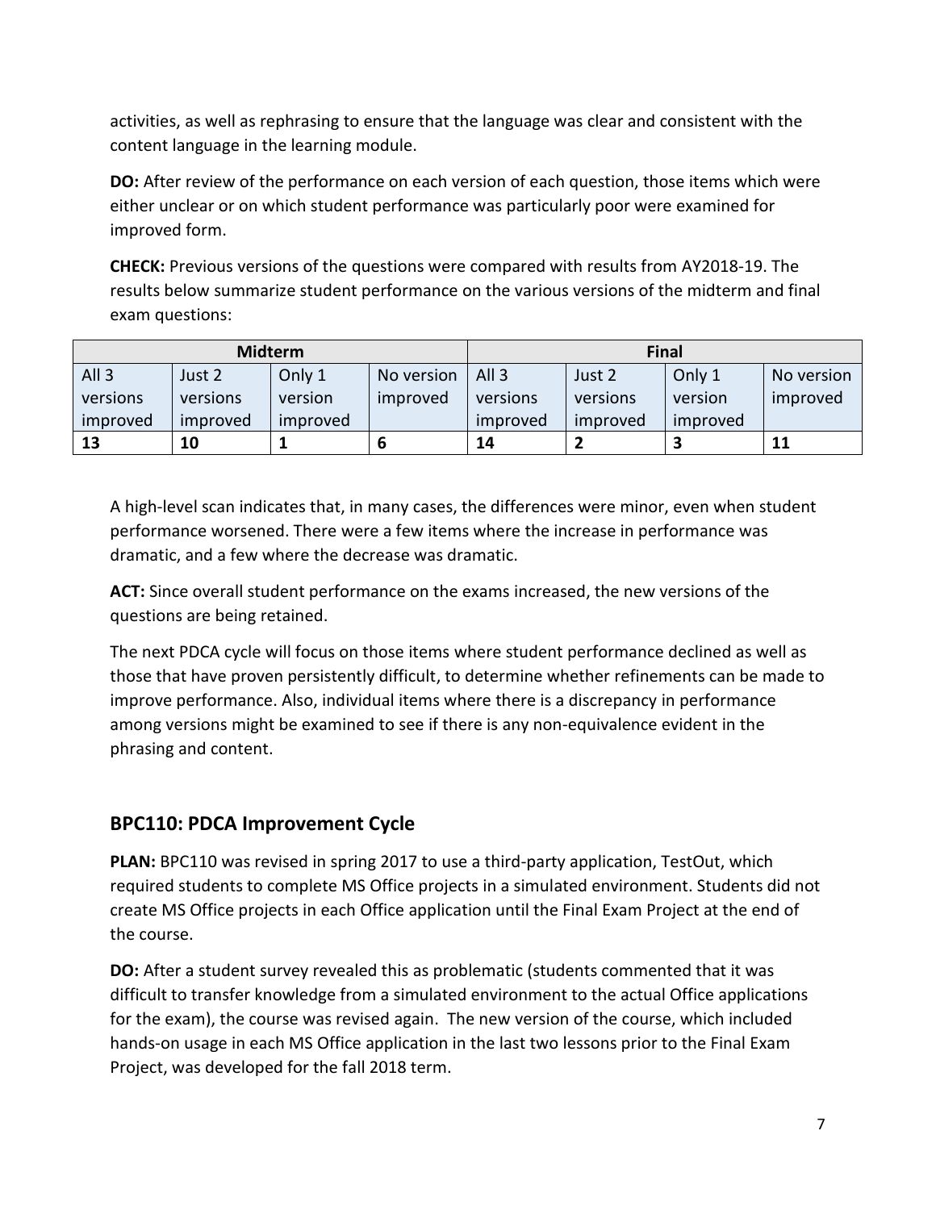activities, as well as rephrasing to ensure that the language was clear and consistent with the content language in the learning module.

**DO:** After review of the performance on each version of each question, those items which were either unclear or on which student performance was particularly poor were examined for improved form.

**CHECK:** Previous versions of the questions were compared with results from AY2018-19. The results below summarize student performance on the various versions of the midterm and final exam questions:

| Midterm | | | | Final | | | |
|---|---|---|---|---|---|---|---|
| All 3 versions improved | Just 2 versions improved | Only 1 version improved | No version improved | All 3 versions improved | Just 2 versions improved | Only 1 version improved | No version improved |
| **13** | **10** | **1** | **6** | **14** | **2** | **3** | **11** |

A high-level scan indicates that, in many cases, the differences were minor, even when student performance worsened. There were a few items where the increase in performance was dramatic, and a few where the decrease was dramatic.

**ACT:** Since overall student performance on the exams increased, the new versions of the questions are being retained.

The next PDCA cycle will focus on those items where student performance declined as well as those that have proven persistently difficult, to determine whether refinements can be made to improve performance. Also, individual items where there is a discrepancy in performance among versions might be examined to see if there is any non-equivalence evident in the phrasing and content.

## BPC110: PDCA Improvement Cycle

**PLAN:** BPC110 was revised in spring 2017 to use a third-party application, TestOut, which required students to complete MS Office projects in a simulated environment. Students did not create MS Office projects in each Office application until the Final Exam Project at the end of the course.

**DO:** After a student survey revealed this as problematic (students commented that it was difficult to transfer knowledge from a simulated environment to the actual Office applications for the exam), the course was revised again. The new version of the course, which included hands-on usage in each MS Office application in the last two lessons prior to the Final Exam Project, was developed for the fall 2018 term.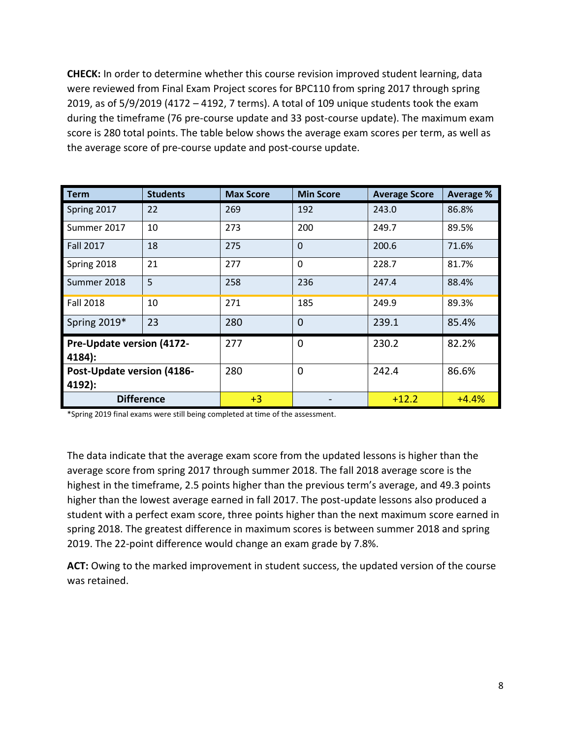**CHECK:** In order to determine whether this course revision improved student learning, data were reviewed from Final Exam Project scores for BPC110 from spring 2017 through spring 2019, as of 5/9/2019 (4172 – 4192, 7 terms). A total of 109 unique students took the exam during the timeframe (76 pre-course update and 33 post-course update). The maximum exam score is 280 total points. The table below shows the average exam scores per term, as well as the average score of pre-course update and post-course update.

| Term | Students | Max Score | Min Score | Average Score | Average % |
|---|---|---|---|---|---|
| Spring 2017 | 22 | 269 | 192 | 243.0 | 86.8% |
| Summer 2017 | 10 | 273 | 200 | 249.7 | 89.5% |
| Fall 2017 | 18 | 275 | 0 | 200.6 | 71.6% |
| Spring 2018 | 21 | 277 | 0 | 228.7 | 81.7% |
| Summer 2018 | 5 | 258 | 236 | 247.4 | 88.4% |
| Fall 2018 | 10 | 271 | 185 | 249.9 | 89.3% |
| Spring 2019* | 23 | 280 | 0 | 239.1 | 85.4% |
| **Pre-Update version (4172-4184):** | | 277 | 0 | 230.2 | 82.2% |
| **Post-Update version (4186-4192):** | | 280 | 0 | 242.4 | 86.6% |
| **Difference** | | +3 | - | +12.2 | +4.4% |

*Spring 2019 final exams were still being completed at time of the assessment.

The data indicate that the average exam score from the updated lessons is higher than the average score from spring 2017 through summer 2018. The fall 2018 average score is the highest in the timeframe, 2.5 points higher than the previous term's average, and 49.3 points higher than the lowest average earned in fall 2017. The post-update lessons also produced a student with a perfect exam score, three points higher than the next maximum score earned in spring 2018. The greatest difference in maximum scores is between summer 2018 and spring 2019. The 22-point difference would change an exam grade by 7.8%.

**ACT:** Owing to the marked improvement in student success, the updated version of the course was retained.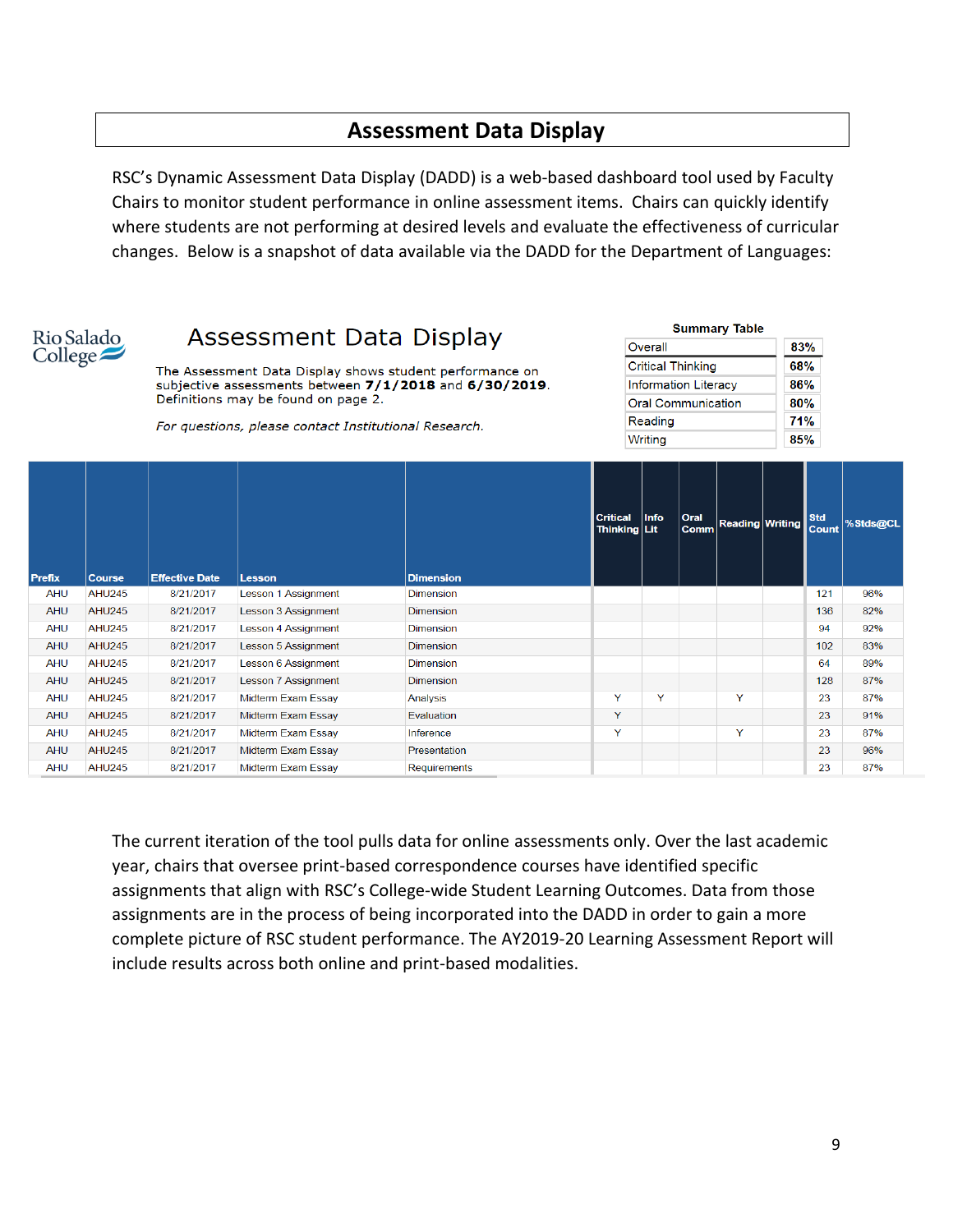# Assessment Data Display

RSC's Dynamic Assessment Data Display (DADD) is a web-based dashboard tool used by Faculty Chairs to monitor student performance in online assessment items. Chairs can quickly identify where students are not performing at desired levels and evaluate the effectiveness of curricular changes. Below is a snapshot of data available via the DADD for the Department of Languages:

Rio Salado College

## Assessment Data Display

The Assessment Data Display shows student performance on subjective assessments between **7/1/2018** and **6/30/2019**. Definitions may be found on page 2.

*For questions, please contact Institutional Research.*

**Summary Table**

| | |
|---|---|
| Overall | 83% |
| Critical Thinking | 68% |
| Information Literacy | 86% |
| Oral Communication | 80% |
| Reading | 71% |
| Writing | 85% |

| Prefix | Course | Effective Date | Lesson | Dimension | Critical Thinking | Info Lit | Oral Comm | Reading | Writing | Std Count | %Stds@CL |
|---|---|---|---|---|---|---|---|---|---|---|---|
| AHU | AHU245 | 8/21/2017 | Lesson 1 Assignment | Dimension | | | | | | 121 | 96% |
| AHU | AHU245 | 8/21/2017 | Lesson 3 Assignment | Dimension | | | | | | 136 | 82% |
| AHU | AHU245 | 8/21/2017 | Lesson 4 Assignment | Dimension | | | | | | 94 | 92% |
| AHU | AHU245 | 8/21/2017 | Lesson 5 Assignment | Dimension | | | | | | 102 | 83% |
| AHU | AHU245 | 8/21/2017 | Lesson 6 Assignment | Dimension | | | | | | 64 | 89% |
| AHU | AHU245 | 8/21/2017 | Lesson 7 Assignment | Dimension | | | | | | 128 | 87% |
| AHU | AHU245 | 8/21/2017 | Midterm Exam Essay | Analysis | Y | Y | | Y | | 23 | 87% |
| AHU | AHU245 | 8/21/2017 | Midterm Exam Essay | Evaluation | Y | | | | | 23 | 91% |
| AHU | AHU245 | 8/21/2017 | Midterm Exam Essay | Inference | Y | | | Y | | 23 | 87% |
| AHU | AHU245 | 8/21/2017 | Midterm Exam Essay | Presentation | | | | | | 23 | 96% |
| AHU | AHU245 | 8/21/2017 | Midterm Exam Essay | Requirements | | | | | | 23 | 87% |

The current iteration of the tool pulls data for online assessments only. Over the last academic year, chairs that oversee print-based correspondence courses have identified specific assignments that align with RSC's College-wide Student Learning Outcomes. Data from those assignments are in the process of being incorporated into the DADD in order to gain a more complete picture of RSC student performance. The AY2019-20 Learning Assessment Report will include results across both online and print-based modalities.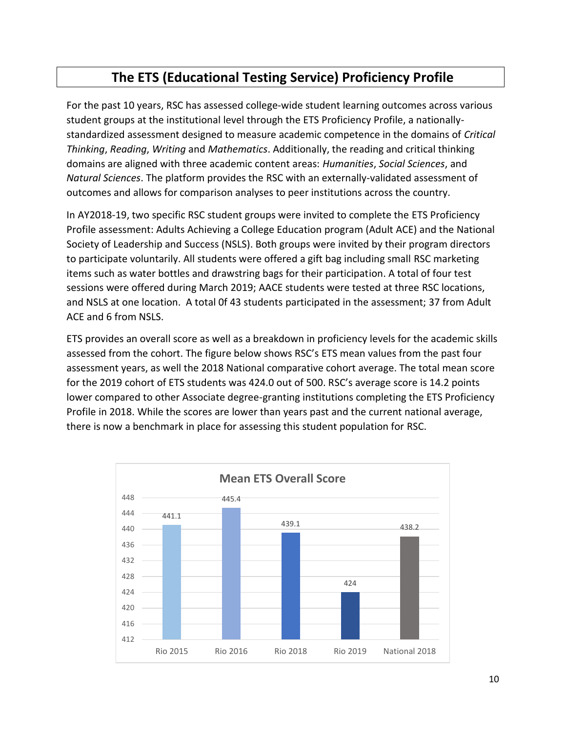# The ETS (Educational Testing Service) Proficiency Profile

For the past 10 years, RSC has assessed college-wide student learning outcomes across various student groups at the institutional level through the ETS Proficiency Profile, a nationally-standardized assessment designed to measure academic competence in the domains of *Critical Thinking*, *Reading*, *Writing* and *Mathematics*. Additionally, the reading and critical thinking domains are aligned with three academic content areas: *Humanities*, *Social Sciences*, and *Natural Sciences*. The platform provides the RSC with an externally-validated assessment of outcomes and allows for comparison analyses to peer institutions across the country.

In AY2018-19, two specific RSC student groups were invited to complete the ETS Proficiency Profile assessment: Adults Achieving a College Education program (Adult ACE) and the National Society of Leadership and Success (NSLS). Both groups were invited by their program directors to participate voluntarily. All students were offered a gift bag including small RSC marketing items such as water bottles and drawstring bags for their participation. A total of four test sessions were offered during March 2019; AACE students were tested at three RSC locations, and NSLS at one location. A total 0f 43 students participated in the assessment; 37 from Adult ACE and 6 from NSLS.

ETS provides an overall score as well as a breakdown in proficiency levels for the academic skills assessed from the cohort. The figure below shows RSC's ETS mean values from the past four assessment years, as well the 2018 National comparative cohort average. The total mean score for the 2019 cohort of ETS students was 424.0 out of 500. RSC's average score is 14.2 points lower compared to other Associate degree-granting institutions completing the ETS Proficiency Profile in 2018. While the scores are lower than years past and the current national average, there is now a benchmark in place for assessing this student population for RSC.

**Mean ETS Overall Score**

| | Rio 2015 | Rio 2016 | Rio 2018 | Rio 2019 | National 2018 |
|---|---|---|---|---|---|
| Mean ETS Overall Score | 441.1 | 445.4 | 439.1 | 424 | 438.2 |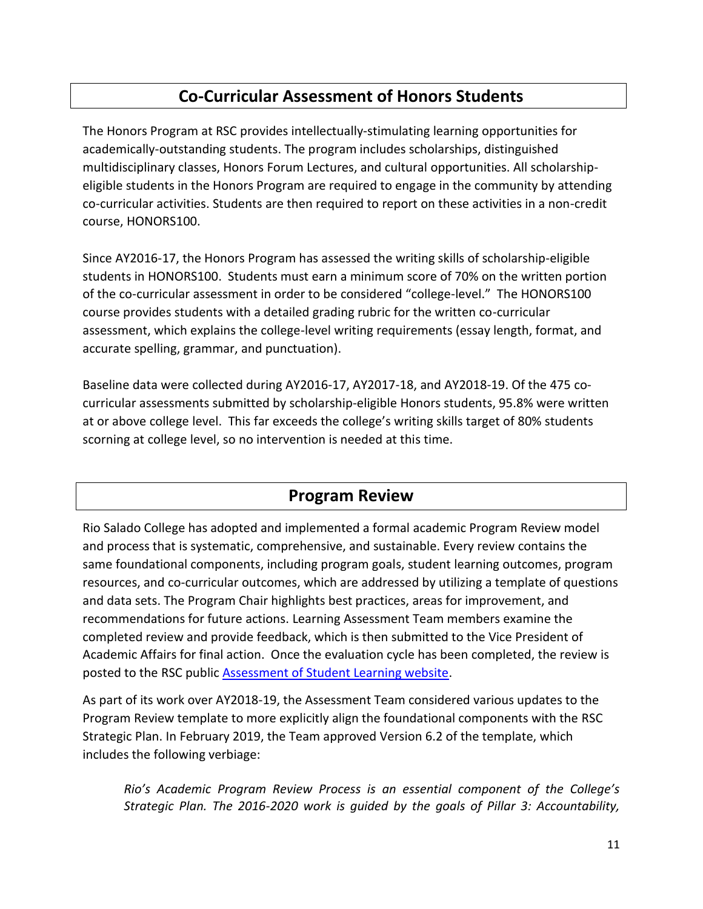## Co-Curricular Assessment of Honors Students

The Honors Program at RSC provides intellectually-stimulating learning opportunities for academically-outstanding students. The program includes scholarships, distinguished multidisciplinary classes, Honors Forum Lectures, and cultural opportunities. All scholarship-eligible students in the Honors Program are required to engage in the community by attending co-curricular activities. Students are then required to report on these activities in a non-credit course, HONORS100.

Since AY2016-17, the Honors Program has assessed the writing skills of scholarship-eligible students in HONORS100. Students must earn a minimum score of 70% on the written portion of the co-curricular assessment in order to be considered "college-level." The HONORS100 course provides students with a detailed grading rubric for the written co-curricular assessment, which explains the college-level writing requirements (essay length, format, and accurate spelling, grammar, and punctuation).

Baseline data were collected during AY2016-17, AY2017-18, and AY2018-19. Of the 475 co-curricular assessments submitted by scholarship-eligible Honors students, 95.8% were written at or above college level. This far exceeds the college's writing skills target of 80% students scorning at college level, so no intervention is needed at this time.

## Program Review

Rio Salado College has adopted and implemented a formal academic Program Review model and process that is systematic, comprehensive, and sustainable. Every review contains the same foundational components, including program goals, student learning outcomes, program resources, and co-curricular outcomes, which are addressed by utilizing a template of questions and data sets. The Program Chair highlights best practices, areas for improvement, and recommendations for future actions. Learning Assessment Team members examine the completed review and provide feedback, which is then submitted to the Vice President of Academic Affairs for final action. Once the evaluation cycle has been completed, the review is posted to the RSC public [Assessment of Student Learning website](Assessment of Student Learning website).

As part of its work over AY2018-19, the Assessment Team considered various updates to the Program Review template to more explicitly align the foundational components with the RSC Strategic Plan. In February 2019, the Team approved Version 6.2 of the template, which includes the following verbiage:

> *Rio's Academic Program Review Process is an essential component of the College's Strategic Plan. The 2016-2020 work is guided by the goals of Pillar 3: Accountability,*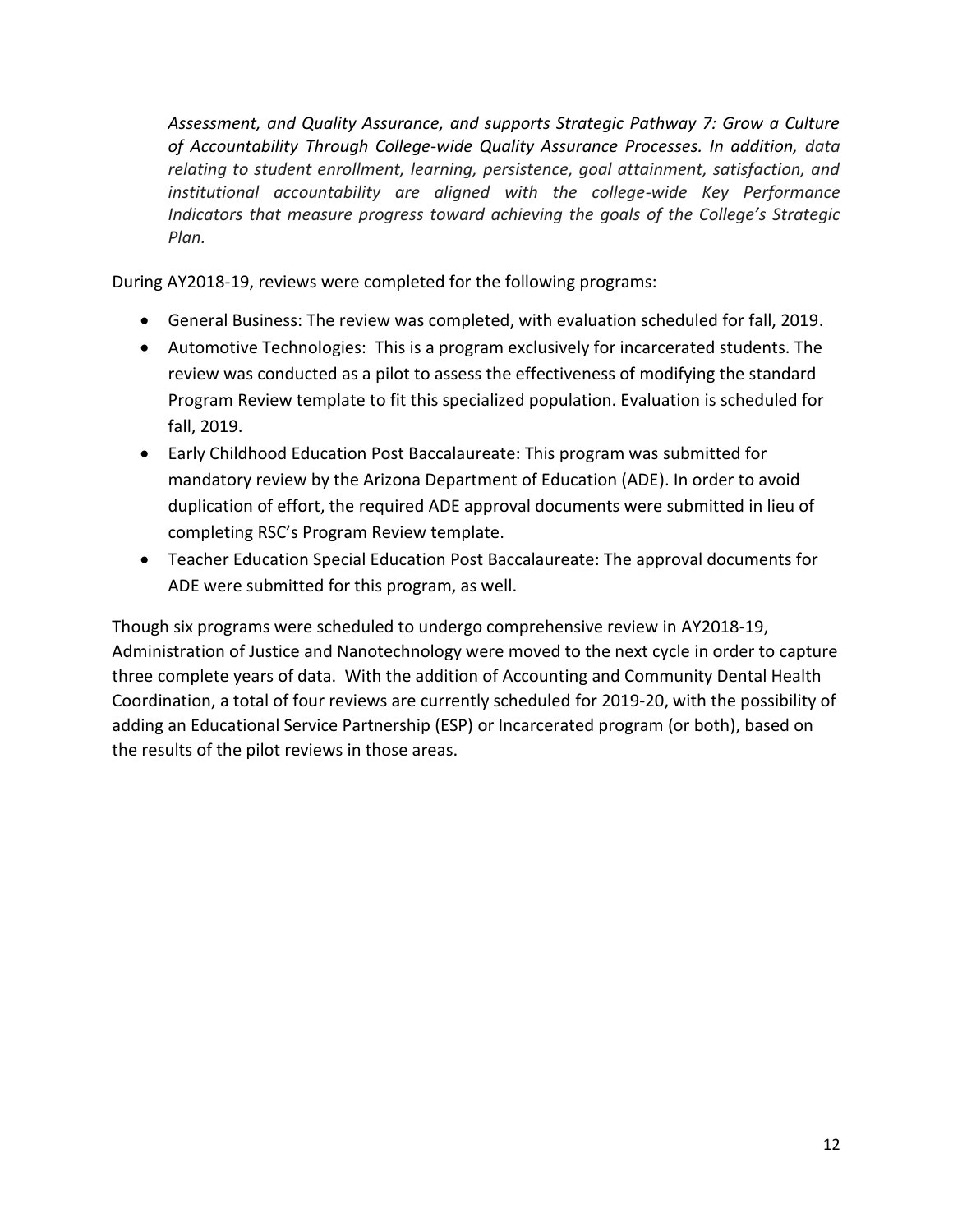*Assessment, and Quality Assurance, and supports Strategic Pathway 7: Grow a Culture of Accountability Through College-wide Quality Assurance Processes. In addition, data relating to student enrollment, learning, persistence, goal attainment, satisfaction, and institutional accountability are aligned with the college-wide Key Performance Indicators that measure progress toward achieving the goals of the College's Strategic Plan.*

During AY2018-19, reviews were completed for the following programs:

- General Business: The review was completed, with evaluation scheduled for fall, 2019.
- Automotive Technologies: This is a program exclusively for incarcerated students. The review was conducted as a pilot to assess the effectiveness of modifying the standard Program Review template to fit this specialized population. Evaluation is scheduled for fall, 2019.
- Early Childhood Education Post Baccalaureate: This program was submitted for mandatory review by the Arizona Department of Education (ADE). In order to avoid duplication of effort, the required ADE approval documents were submitted in lieu of completing RSC's Program Review template.
- Teacher Education Special Education Post Baccalaureate: The approval documents for ADE were submitted for this program, as well.

Though six programs were scheduled to undergo comprehensive review in AY2018-19, Administration of Justice and Nanotechnology were moved to the next cycle in order to capture three complete years of data. With the addition of Accounting and Community Dental Health Coordination, a total of four reviews are currently scheduled for 2019-20, with the possibility of adding an Educational Service Partnership (ESP) or Incarcerated program (or both), based on the results of the pilot reviews in those areas.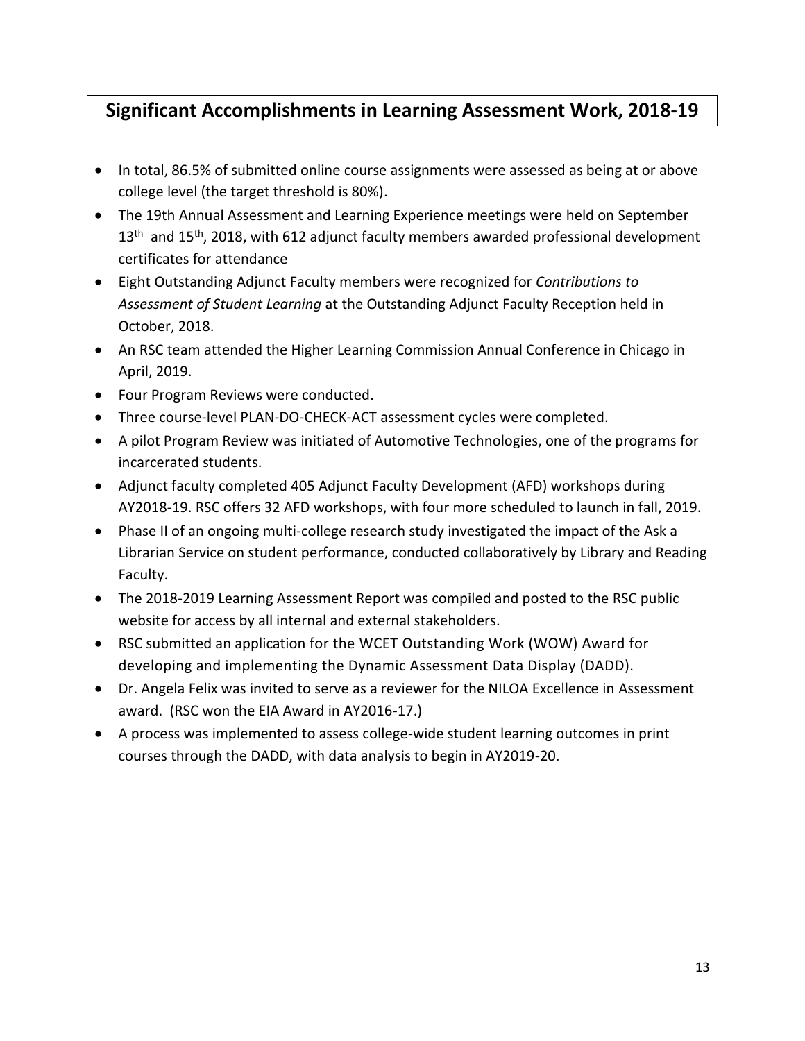# Significant Accomplishments in Learning Assessment Work, 2018-19

- In total, 86.5% of submitted online course assignments were assessed as being at or above college level (the target threshold is 80%).
- The 19th Annual Assessment and Learning Experience meetings were held on September 13th and 15th, 2018, with 612 adjunct faculty members awarded professional development certificates for attendance
- Eight Outstanding Adjunct Faculty members were recognized for *Contributions to Assessment of Student Learning* at the Outstanding Adjunct Faculty Reception held in October, 2018.
- An RSC team attended the Higher Learning Commission Annual Conference in Chicago in April, 2019.
- Four Program Reviews were conducted.
- Three course-level PLAN-DO-CHECK-ACT assessment cycles were completed.
- A pilot Program Review was initiated of Automotive Technologies, one of the programs for incarcerated students.
- Adjunct faculty completed 405 Adjunct Faculty Development (AFD) workshops during AY2018-19. RSC offers 32 AFD workshops, with four more scheduled to launch in fall, 2019.
- Phase II of an ongoing multi-college research study investigated the impact of the Ask a Librarian Service on student performance, conducted collaboratively by Library and Reading Faculty.
- The 2018-2019 Learning Assessment Report was compiled and posted to the RSC public website for access by all internal and external stakeholders.
- RSC submitted an application for the WCET Outstanding Work (WOW) Award for developing and implementing the Dynamic Assessment Data Display (DADD).
- Dr. Angela Felix was invited to serve as a reviewer for the NILOA Excellence in Assessment award. (RSC won the EIA Award in AY2016-17.)
- A process was implemented to assess college-wide student learning outcomes in print courses through the DADD, with data analysis to begin in AY2019-20.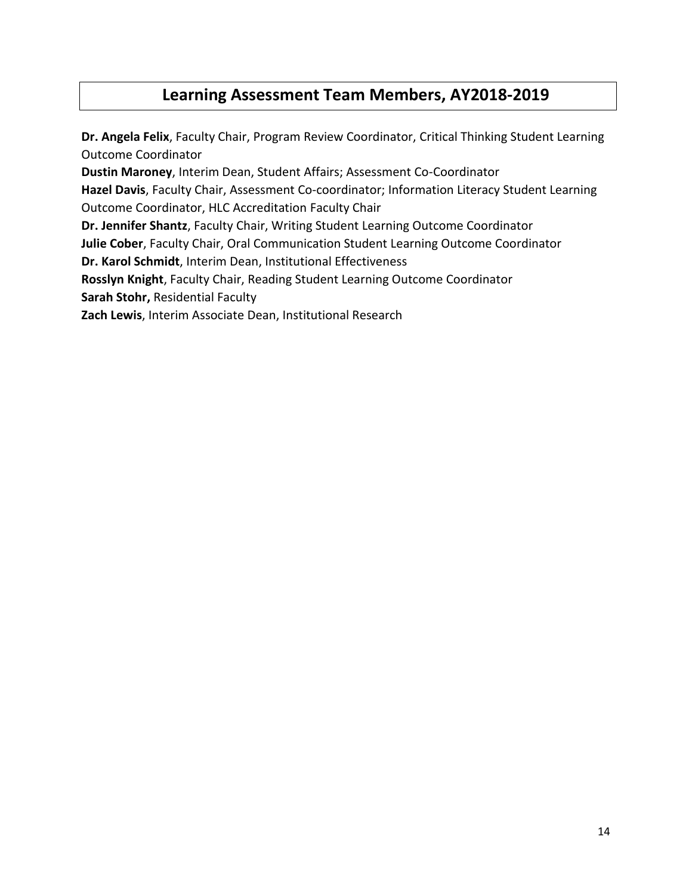# Learning Assessment Team Members, AY2018-2019

**Dr. Angela Felix**, Faculty Chair, Program Review Coordinator, Critical Thinking Student Learning Outcome Coordinator

**Dustin Maroney**, Interim Dean, Student Affairs; Assessment Co-Coordinator

**Hazel Davis**, Faculty Chair, Assessment Co-coordinator; Information Literacy Student Learning Outcome Coordinator, HLC Accreditation Faculty Chair

**Dr. Jennifer Shantz**, Faculty Chair, Writing Student Learning Outcome Coordinator

**Julie Cober**, Faculty Chair, Oral Communication Student Learning Outcome Coordinator

**Dr. Karol Schmidt**, Interim Dean, Institutional Effectiveness

**Rosslyn Knight**, Faculty Chair, Reading Student Learning Outcome Coordinator

**Sarah Stohr,** Residential Faculty

**Zach Lewis**, Interim Associate Dean, Institutional Research